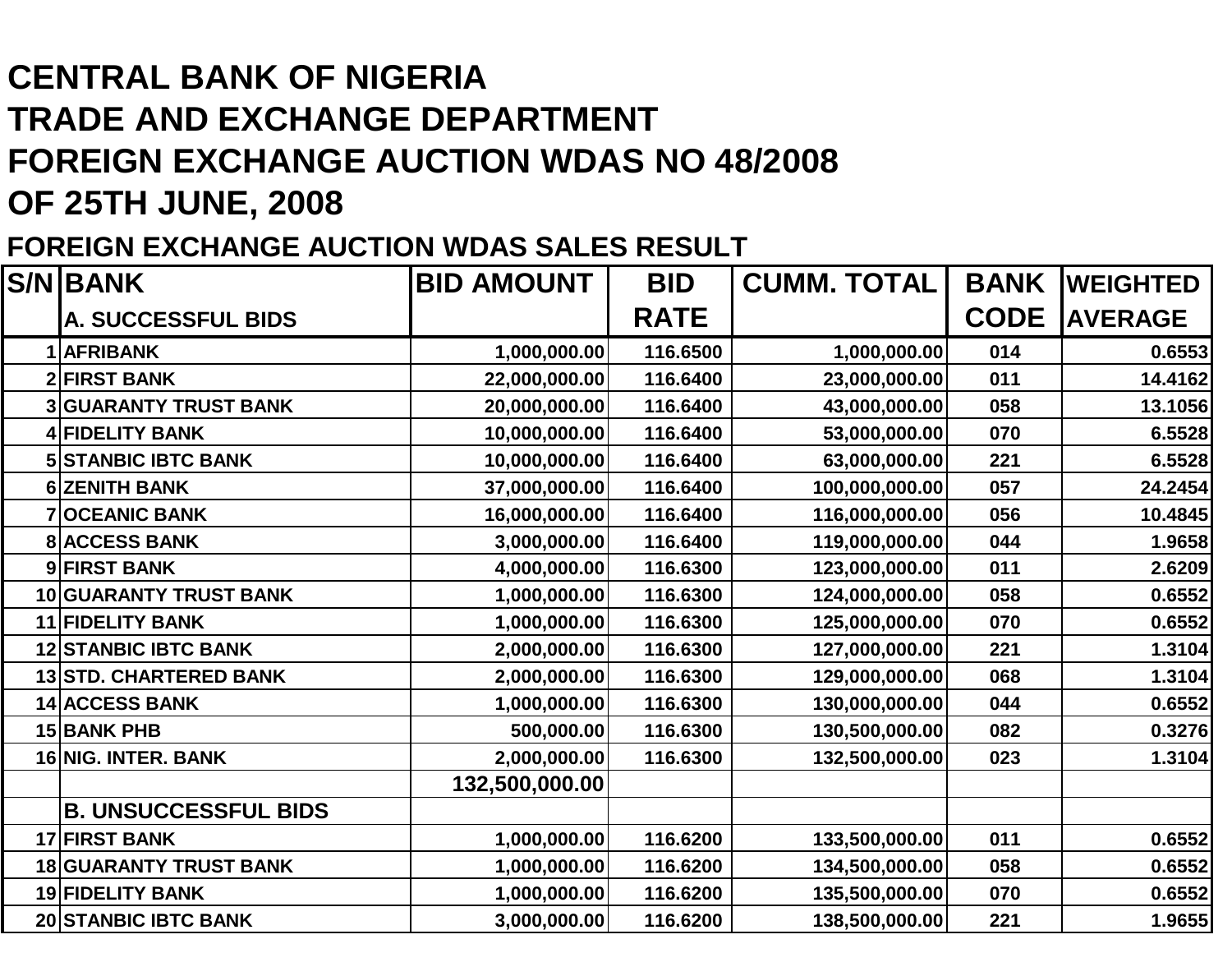# CENTRAL BANK OF NIGERIA
# TRADE AND EXCHANGE DEPARTMENT
# FOREIGN EXCHANGE AUCTION WDAS NO 48/2008
# OF 25TH JUNE, 2008

## FOREIGN EXCHANGE AUCTION WDAS SALES RESULT

| S/N | BANK<br>A. SUCCESSFUL BIDS | BID AMOUNT | BID RATE | CUMM. TOTAL | BANK CODE | WEIGHTED AVERAGE |
|---|---|---|---|---|---|---|
| 1 | AFRIBANK | 1,000,000.00 | 116.6500 | 1,000,000.00 | 014 | 0.6553 |
| 2 | FIRST BANK | 22,000,000.00 | 116.6400 | 23,000,000.00 | 011 | 14.4162 |
| 3 | GUARANTY TRUST BANK | 20,000,000.00 | 116.6400 | 43,000,000.00 | 058 | 13.1056 |
| 4 | FIDELITY BANK | 10,000,000.00 | 116.6400 | 53,000,000.00 | 070 | 6.5528 |
| 5 | STANBIC IBTC BANK | 10,000,000.00 | 116.6400 | 63,000,000.00 | 221 | 6.5528 |
| 6 | ZENITH BANK | 37,000,000.00 | 116.6400 | 100,000,000.00 | 057 | 24.2454 |
| 7 | OCEANIC BANK | 16,000,000.00 | 116.6400 | 116,000,000.00 | 056 | 10.4845 |
| 8 | ACCESS BANK | 3,000,000.00 | 116.6400 | 119,000,000.00 | 044 | 1.9658 |
| 9 | FIRST BANK | 4,000,000.00 | 116.6300 | 123,000,000.00 | 011 | 2.6209 |
| 10 | GUARANTY TRUST BANK | 1,000,000.00 | 116.6300 | 124,000,000.00 | 058 | 0.6552 |
| 11 | FIDELITY BANK | 1,000,000.00 | 116.6300 | 125,000,000.00 | 070 | 0.6552 |
| 12 | STANBIC IBTC BANK | 2,000,000.00 | 116.6300 | 127,000,000.00 | 221 | 1.3104 |
| 13 | STD. CHARTERED BANK | 2,000,000.00 | 116.6300 | 129,000,000.00 | 068 | 1.3104 |
| 14 | ACCESS BANK | 1,000,000.00 | 116.6300 | 130,000,000.00 | 044 | 0.6552 |
| 15 | BANK PHB | 500,000.00 | 116.6300 | 130,500,000.00 | 082 | 0.3276 |
| 16 | NIG. INTER. BANK | 2,000,000.00 | 116.6300 | 132,500,000.00 | 023 | 1.3104 |
| | | 132,500,000.00 | | | | |
| | B. UNSUCCESSFUL BIDS | | | | | |
| 17 | FIRST BANK | 1,000,000.00 | 116.6200 | 133,500,000.00 | 011 | 0.6552 |
| 18 | GUARANTY TRUST BANK | 1,000,000.00 | 116.6200 | 134,500,000.00 | 058 | 0.6552 |
| 19 | FIDELITY BANK | 1,000,000.00 | 116.6200 | 135,500,000.00 | 070 | 0.6552 |
| 20 | STANBIC IBTC BANK | 3,000,000.00 | 116.6200 | 138,500,000.00 | 221 | 1.9655 |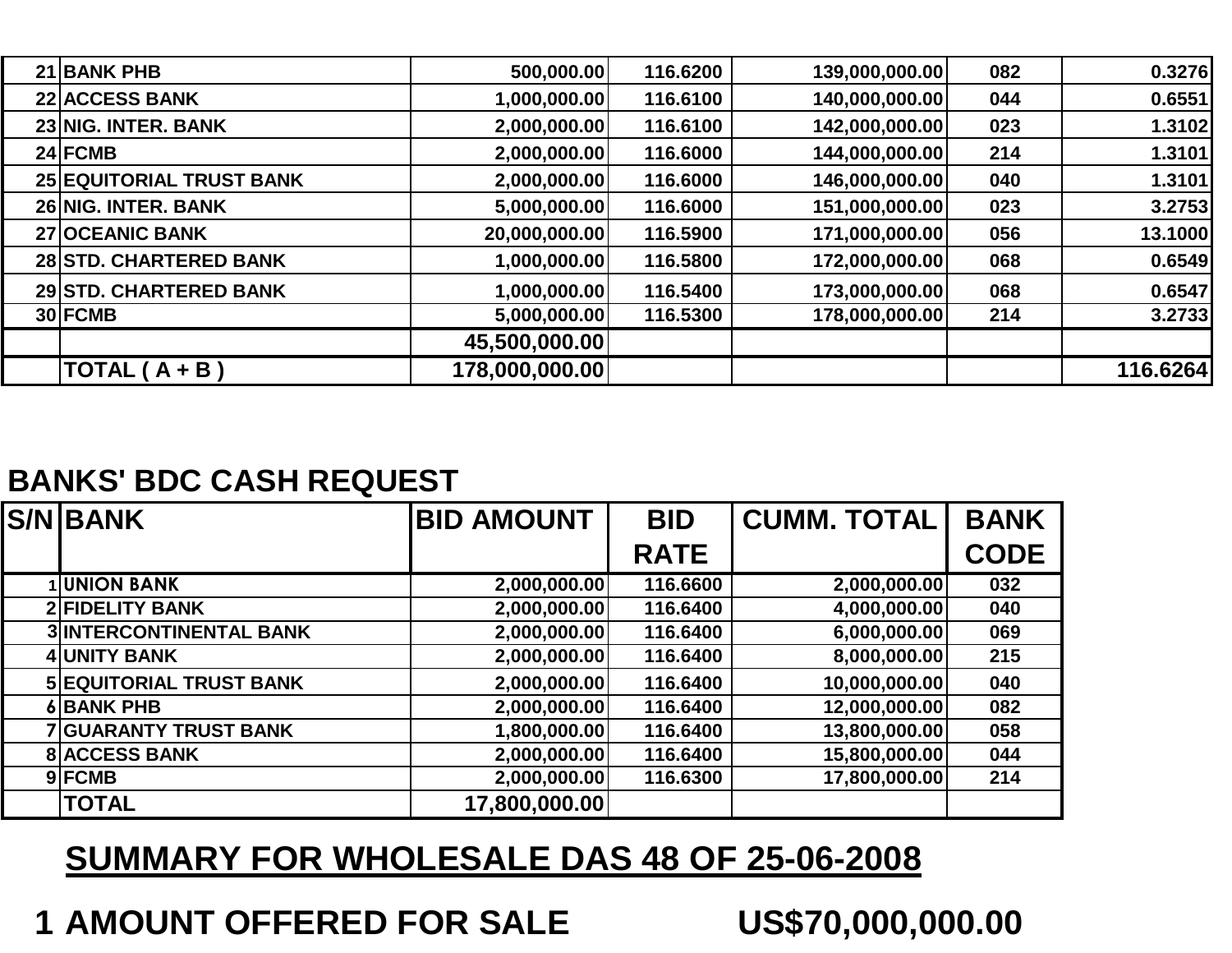| | | | | | | |
|---|---|---|---|---|---|---|
| 21 | BANK PHB | 500,000.00 | 116.6200 | 139,000,000.00 | 082 | 0.3276 |
| 22 | ACCESS BANK | 1,000,000.00 | 116.6100 | 140,000,000.00 | 044 | 0.6551 |
| 23 | NIG. INTER. BANK | 2,000,000.00 | 116.6100 | 142,000,000.00 | 023 | 1.3102 |
| 24 | FCMB | 2,000,000.00 | 116.6000 | 144,000,000.00 | 214 | 1.3101 |
| 25 | EQUITORIAL TRUST BANK | 2,000,000.00 | 116.6000 | 146,000,000.00 | 040 | 1.3101 |
| 26 | NIG. INTER. BANK | 5,000,000.00 | 116.6000 | 151,000,000.00 | 023 | 3.2753 |
| 27 | OCEANIC BANK | 20,000,000.00 | 116.5900 | 171,000,000.00 | 056 | 13.1000 |
| 28 | STD. CHARTERED BANK | 1,000,000.00 | 116.5800 | 172,000,000.00 | 068 | 0.6549 |
| 29 | STD. CHARTERED BANK | 1,000,000.00 | 116.5400 | 173,000,000.00 | 068 | 0.6547 |
| 30 | FCMB | 5,000,000.00 | 116.5300 | 178,000,000.00 | 214 | 3.2733 |
| | | 45,500,000.00 | | | | |
| | TOTAL ( A + B ) | 178,000,000.00 | | | | 116.6264 |

## BANKS' BDC CASH REQUEST

| S/N | BANK | BID AMOUNT | BID RATE | CUMM. TOTAL | BANK CODE |
|---|---|---|---|---|---|
| 1 | UNION BANK | 2,000,000.00 | 116.6600 | 2,000,000.00 | 032 |
| 2 | FIDELITY BANK | 2,000,000.00 | 116.6400 | 4,000,000.00 | 040 |
| 3 | INTERCONTINENTAL BANK | 2,000,000.00 | 116.6400 | 6,000,000.00 | 069 |
| 4 | UNITY BANK | 2,000,000.00 | 116.6400 | 8,000,000.00 | 215 |
| 5 | EQUITORIAL TRUST BANK | 2,000,000.00 | 116.6400 | 10,000,000.00 | 040 |
| 6 | BANK PHB | 2,000,000.00 | 116.6400 | 12,000,000.00 | 082 |
| 7 | GUARANTY TRUST BANK | 1,800,000.00 | 116.6400 | 13,800,000.00 | 058 |
| 8 | ACCESS BANK | 2,000,000.00 | 116.6400 | 15,800,000.00 | 044 |
| 9 | FCMB | 2,000,000.00 | 116.6300 | 17,800,000.00 | 214 |
| | TOTAL | 17,800,000.00 | | | |

## SUMMARY FOR WHOLESALE DAS 48 OF 25-06-2008

1 AMOUNT OFFERED FOR SALE US$70,000,000.00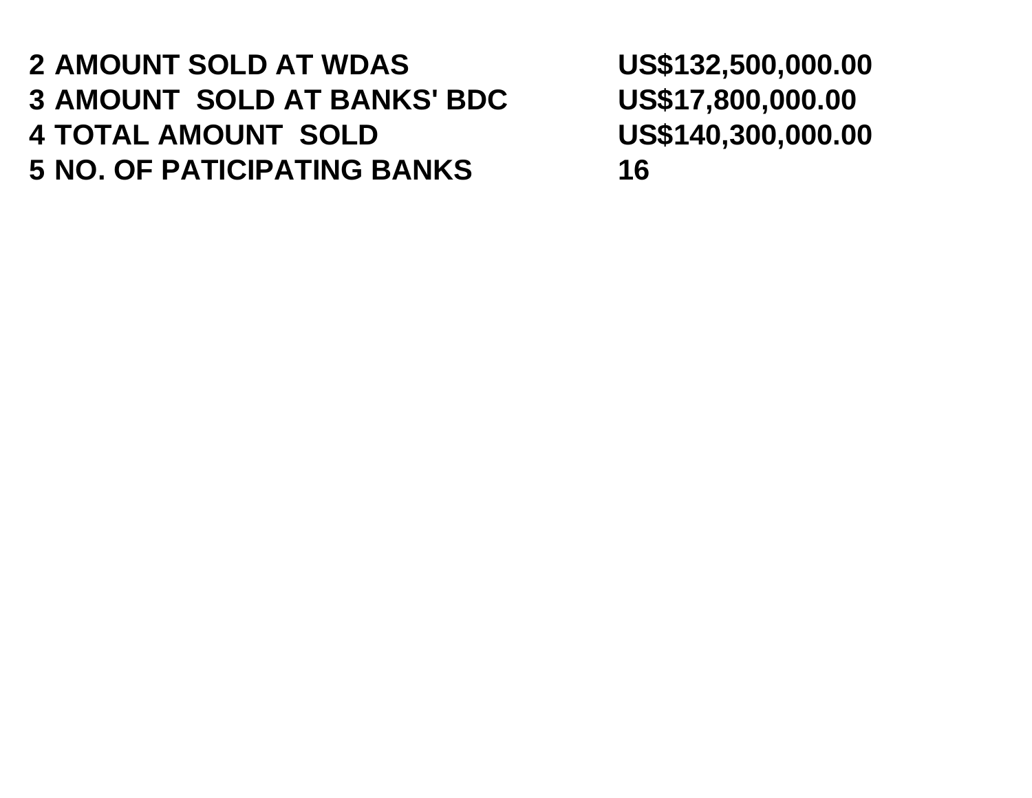| | | |
|---|---|---|
| **2** | **AMOUNT SOLD AT WDAS** | **US$132,500,000.00** |
| **3** | **AMOUNT SOLD AT BANKS' BDC** | **US$17,800,000.00** |
| **4** | **TOTAL AMOUNT SOLD** | **US$140,300,000.00** |
| **5** | **NO. OF PATICIPATING BANKS** | **16** |